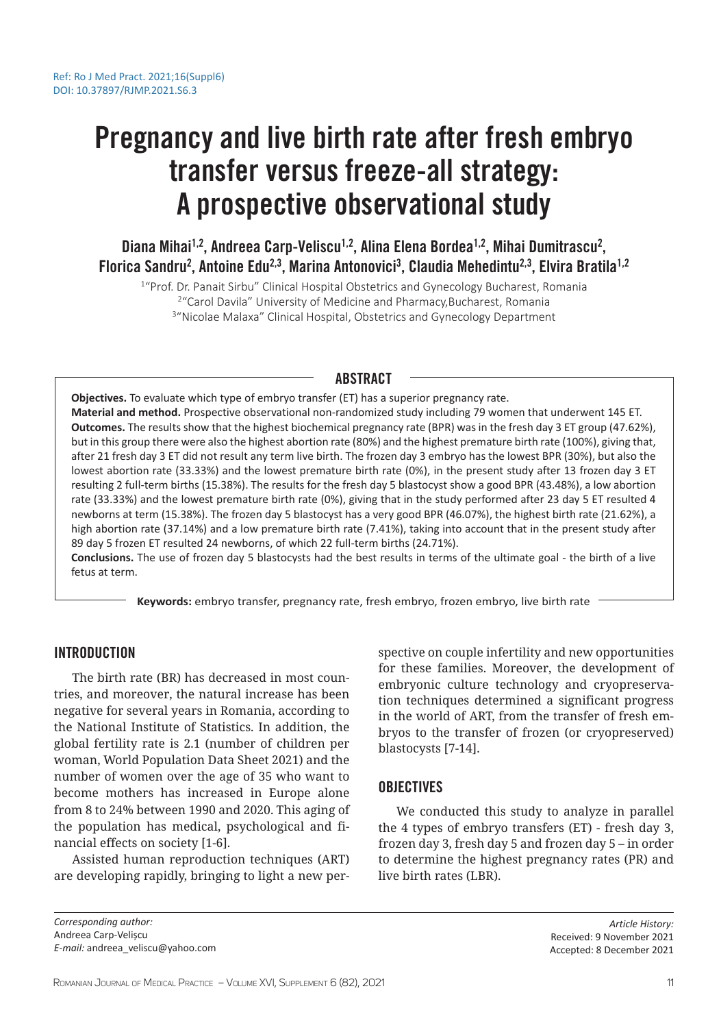Ref: Ro J Med Pract. 2021;16(Suppl6)
DOI: 10.37897/RJMP.2021.S6.3

# Pregnancy and live birth rate after fresh embryo transfer versus freeze-all strategy: A prospective observational study

**Diana Mihai[1,2], Andreea Carp-Veliscu[1,2], Alina Elena Bordea[1,2], Mihai Dumitrascu[2], Florica Sandru[2], Antoine Edu[2,3], Marina Antonovici[3], Claudia Mehedintu[2,3], Elvira Bratila[1,2]**

[1]"Prof. Dr. Panait Sirbu" Clinical Hospital Obstetrics and Gynecology Bucharest, Romania
[2]"Carol Davila" University of Medicine and Pharmacy,Bucharest, Romania
[3]"Nicolae Malaxa" Clinical Hospital, Obstetrics and Gynecology Department

## ABSTRACT

**Objectives.** To evaluate which type of embryo transfer (ET) has a superior pregnancy rate.

**Material and method.** Prospective observational non-randomized study including 79 women that underwent 145 ET.

**Outcomes.** The results show that the highest biochemical pregnancy rate (BPR) was in the fresh day 3 ET group (47.62%), but in this group there were also the highest abortion rate (80%) and the highest premature birth rate (100%), giving that, after 21 fresh day 3 ET did not result any term live birth. The frozen day 3 embryo has the lowest BPR (30%), but also the lowest abortion rate (33.33%) and the lowest premature birth rate (0%), in the present study after 13 frozen day 3 ET resulting 2 full-term births (15.38%). The results for the fresh day 5 blastocyst show a good BPR (43.48%), a low abortion rate (33.33%) and the lowest premature birth rate (0%), giving that in the study performed after 23 day 5 ET resulted 4 newborns at term (15.38%). The frozen day 5 blastocyst has a very good BPR (46.07%), the highest birth rate (21.62%), a high abortion rate (37.14%) and a low premature birth rate (7.41%), taking into account that in the present study after 89 day 5 frozen ET resulted 24 newborns, of which 22 full-term births (24.71%).

**Conclusions.** The use of frozen day 5 blastocysts had the best results in terms of the ultimate goal - the birth of a live fetus at term.

**Keywords:** embryo transfer, pregnancy rate, fresh embryo, frozen embryo, live birth rate

## INTRODUCTION

The birth rate (BR) has decreased in most countries, and moreover, the natural increase has been negative for several years in Romania, according to the National Institute of Statistics. In addition, the global fertility rate is 2.1 (number of children per woman, World Population Data Sheet 2021) and the number of women over the age of 35 who want to become mothers has increased in Europe alone from 8 to 24% between 1990 and 2020. This aging of the population has medical, psychological and financial effects on society [1-6].

Assisted human reproduction techniques (ART) are developing rapidly, bringing to light a new perspective on couple infertility and new opportunities for these families. Moreover, the development of embryonic culture technology and cryopreservation techniques determined a significant progress in the world of ART, from the transfer of fresh embryos to the transfer of frozen (or cryopreserved) blastocysts [7-14].

## OBJECTIVES

We conducted this study to analyze in parallel the 4 types of embryo transfers (ET) - fresh day 3, frozen day 3, fresh day 5 and frozen day 5 – in order to determine the highest pregnancy rates (PR) and live birth rates (LBR).

*Corresponding author:*
Andreea Carp-Velişcu
*E-mail:* andreea_veliscu@yahoo.com

*Article History:*
Received: 9 November 2021
Accepted: 8 December 2021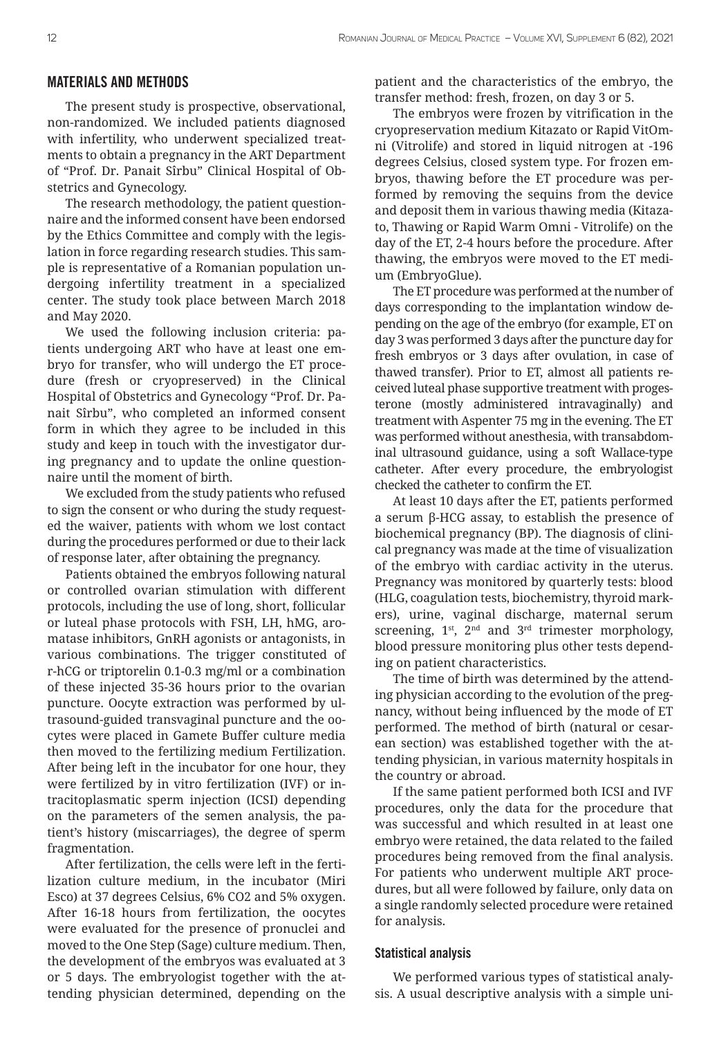## MATERIALS AND METHODS

The present study is prospective, observational, non-randomized. We included patients diagnosed with infertility, who underwent specialized treatments to obtain a pregnancy in the ART Department of "Prof. Dr. Panait Sîrbu" Clinical Hospital of Obstetrics and Gynecology.

The research methodology, the patient questionnaire and the informed consent have been endorsed by the Ethics Committee and comply with the legislation in force regarding research studies. This sample is representative of a Romanian population undergoing infertility treatment in a specialized center. The study took place between March 2018 and May 2020.

We used the following inclusion criteria: patients undergoing ART who have at least one embryo for transfer, who will undergo the ET procedure (fresh or cryopreserved) in the Clinical Hospital of Obstetrics and Gynecology "Prof. Dr. Panait Sîrbu", who completed an informed consent form in which they agree to be included in this study and keep in touch with the investigator during pregnancy and to update the online questionnaire until the moment of birth.

We excluded from the study patients who refused to sign the consent or who during the study requested the waiver, patients with whom we lost contact during the procedures performed or due to their lack of response later, after obtaining the pregnancy.

Patients obtained the embryos following natural or controlled ovarian stimulation with different protocols, including the use of long, short, follicular or luteal phase protocols with FSH, LH, hMG, aromatase inhibitors, GnRH agonists or antagonists, in various combinations. The trigger constituted of r-hCG or triptorelin 0.1-0.3 mg/ml or a combination of these injected 35-36 hours prior to the ovarian puncture. Oocyte extraction was performed by ultrasound-guided transvaginal puncture and the oocytes were placed in Gamete Buffer culture media then moved to the fertilizing medium Fertilization. After being left in the incubator for one hour, they were fertilized by in vitro fertilization (IVF) or intracitoplasmatic sperm injection (ICSI) depending on the parameters of the semen analysis, the patient's history (miscarriages), the degree of sperm fragmentation.

After fertilization, the cells were left in the fertilization culture medium, in the incubator (Miri Esco) at 37 degrees Celsius, 6% $CO_2$ and 5% oxygen. After 16-18 hours from fertilization, the oocytes were evaluated for the presence of pronuclei and moved to the One Step (Sage) culture medium. Then, the development of the embryos was evaluated at 3 or 5 days. The embryologist together with the attending physician determined, depending on the patient and the characteristics of the embryo, the transfer method: fresh, frozen, on day 3 or 5.

The embryos were frozen by vitrification in the cryopreservation medium Kitazato or Rapid VitOmni (Vitrolife) and stored in liquid nitrogen at -196 degrees Celsius, closed system type. For frozen embryos, thawing before the ET procedure was performed by removing the sequins from the device and deposit them in various thawing media (Kitazato, Thawing or Rapid Warm Omni - Vitrolife) on the day of the ET, 2-4 hours before the procedure. After thawing, the embryos were moved to the ET medium (EmbryoGlue).

The ET procedure was performed at the number of days corresponding to the implantation window depending on the age of the embryo (for example, ET on day 3 was performed 3 days after the puncture day for fresh embryos or 3 days after ovulation, in case of thawed transfer). Prior to ET, almost all patients received luteal phase supportive treatment with progesterone (mostly administered intravaginally) and treatment with Aspenter 75 mg in the evening. The ET was performed without anesthesia, with transabdominal ultrasound guidance, using a soft Wallace-type catheter. After every procedure, the embryologist checked the catheter to confirm the ET.

At least 10 days after the ET, patients performed a serum β-HCG assay, to establish the presence of biochemical pregnancy (BP). The diagnosis of clinical pregnancy was made at the time of visualization of the embryo with cardiac activity in the uterus. Pregnancy was monitored by quarterly tests: blood (HLG, coagulation tests, biochemistry, thyroid markers), urine, vaginal discharge, maternal serum screening, 1st, 2nd and 3rd trimester morphology, blood pressure monitoring plus other tests depending on patient characteristics.

The time of birth was determined by the attending physician according to the evolution of the pregnancy, without being influenced by the mode of ET performed. The method of birth (natural or cesarean section) was established together with the attending physician, in various maternity hospitals in the country or abroad.

If the same patient performed both ICSI and IVF procedures, only the data for the procedure that was successful and which resulted in at least one embryo were retained, the data related to the failed procedures being removed from the final analysis. For patients who underwent multiple ART procedures, but all were followed by failure, only data on a single randomly selected procedure were retained for analysis.

### Statistical analysis

We performed various types of statistical analysis. A usual descriptive analysis with a simple uni-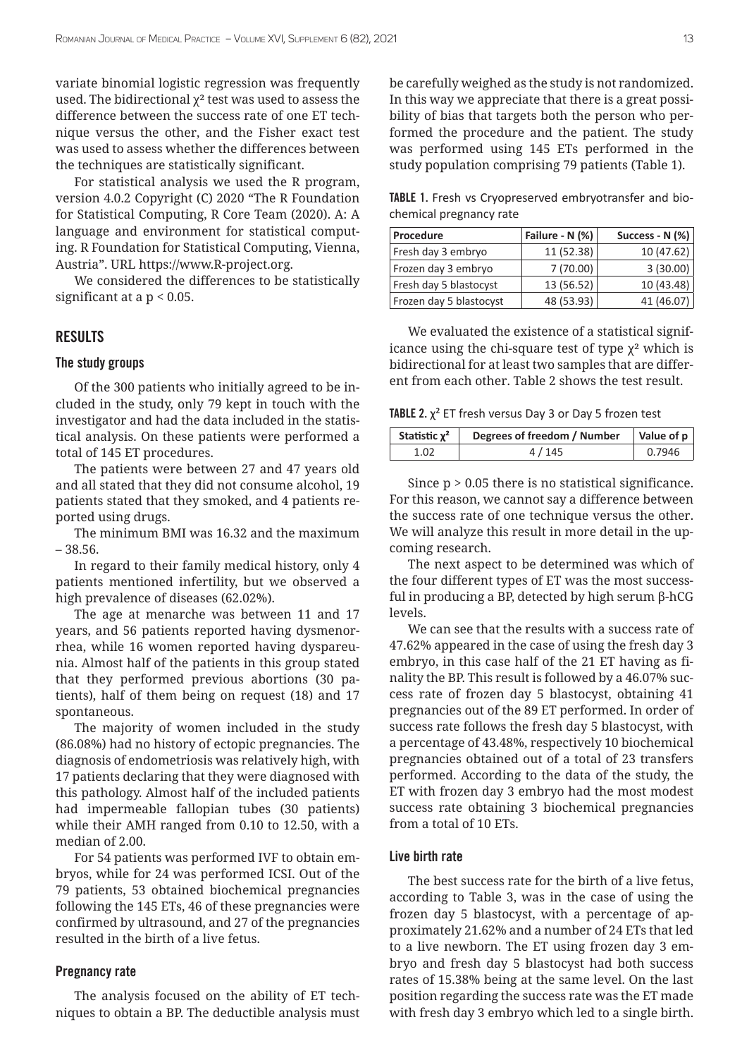variate binomial logistic regression was frequently used. The bidirectional $\chi^2$ test was used to assess the difference between the success rate of one ET technique versus the other, and the Fisher exact test was used to assess whether the differences between the techniques are statistically significant.

For statistical analysis we used the R program, version 4.0.2 Copyright (C) 2020 "The R Foundation for Statistical Computing, R Core Team (2020). A: A language and environment for statistical computing. R Foundation for Statistical Computing, Vienna, Austria". URL https://www.R-project.org.

We considered the differences to be statistically significant at a $p < 0.05$.

## RESULTS

### The study groups

Of the 300 patients who initially agreed to be included in the study, only 79 kept in touch with the investigator and had the data included in the statistical analysis. On these patients were performed a total of 145 ET procedures.

The patients were between 27 and 47 years old and all stated that they did not consume alcohol, 19 patients stated that they smoked, and 4 patients reported using drugs.

The minimum BMI was 16.32 and the maximum – 38.56.

In regard to their family medical history, only 4 patients mentioned infertility, but we observed a high prevalence of diseases (62.02%).

The age at menarche was between 11 and 17 years, and 56 patients reported having dysmenorrhea, while 16 women reported having dyspareunia. Almost half of the patients in this group stated that they performed previous abortions (30 patients), half of them being on request (18) and 17 spontaneous.

The majority of women included in the study (86.08%) had no history of ectopic pregnancies. The diagnosis of endometriosis was relatively high, with 17 patients declaring that they were diagnosed with this pathology. Almost half of the included patients had impermeable fallopian tubes (30 patients) while their AMH ranged from 0.10 to 12.50, with a median of 2.00.

For 54 patients was performed IVF to obtain embryos, while for 24 was performed ICSI. Out of the 79 patients, 53 obtained biochemical pregnancies following the 145 ETs, 46 of these pregnancies were confirmed by ultrasound, and 27 of the pregnancies resulted in the birth of a live fetus.

### Pregnancy rate

The analysis focused on the ability of ET techniques to obtain a BP. The deductible analysis must be carefully weighed as the study is not randomized. In this way we appreciate that there is a great possibility of bias that targets both the person who performed the procedure and the patient. The study was performed using 145 ETs performed in the study population comprising 79 patients (Table 1).

**TABLE 1.** Fresh vs Cryopreserved embryotransfer and biochemical pregnancy rate

| Procedure | Failure - N (%) | Success - N (%) |
|---|---|---|
| Fresh day 3 embryo | 11 (52.38) | 10 (47.62) |
| Frozen day 3 embryo | 7 (70.00) | 3 (30.00) |
| Fresh day 5 blastocyst | 13 (56.52) | 10 (43.48) |
| Frozen day 5 blastocyst | 48 (53.93) | 41 (46.07) |

We evaluated the existence of a statistical significance using the chi-square test of type $\chi^2$ which is bidirectional for at least two samples that are different from each other. Table 2 shows the test result.

**TABLE 2.** $\chi^2$ ET fresh versus Day 3 or Day 5 frozen test

| Statistic $\chi^2$ | Degrees of freedom / Number | Value of p |
|---|---|---|
| 1.02 | 4 / 145 | 0.7946 |

Since $p > 0.05$ there is no statistical significance. For this reason, we cannot say a difference between the success rate of one technique versus the other. We will analyze this result in more detail in the upcoming research.

The next aspect to be determined was which of the four different types of ET was the most successful in producing a BP, detected by high serum β-hCG levels.

We can see that the results with a success rate of 47.62% appeared in the case of using the fresh day 3 embryo, in this case half of the 21 ET having as finality the BP. This result is followed by a 46.07% success rate of frozen day 5 blastocyst, obtaining 41 pregnancies out of the 89 ET performed. In order of success rate follows the fresh day 5 blastocyst, with a percentage of 43.48%, respectively 10 biochemical pregnancies obtained out of a total of 23 transfers performed. According to the data of the study, the ET with frozen day 3 embryo had the most modest success rate obtaining 3 biochemical pregnancies from a total of 10 ETs.

### Live birth rate

The best success rate for the birth of a live fetus, according to Table 3, was in the case of using the frozen day 5 blastocyst, with a percentage of approximately 21.62% and a number of 24 ETs that led to a live newborn. The ET using frozen day 3 embryo and fresh day 5 blastocyst had both success rates of 15.38% being at the same level. On the last position regarding the success rate was the ET made with fresh day 3 embryo which led to a single birth.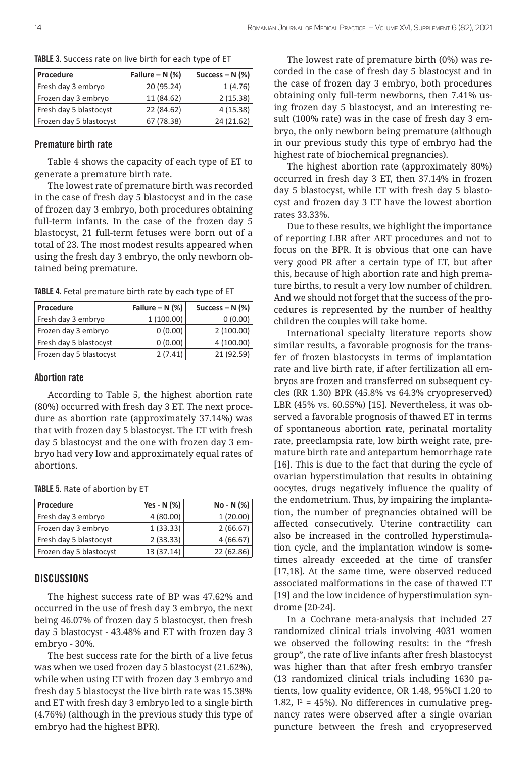**TABLE 3.** Success rate on live birth for each type of ET

| Procedure | Failure – N (%) | Success – N (%) |
|---|---|---|
| Fresh day 3 embryo | 20 (95.24) | 1 (4.76) |
| Frozen day 3 embryo | 11 (84.62) | 2 (15.38) |
| Fresh day 5 blastocyst | 22 (84.62) | 4 (15.38) |
| Frozen day 5 blastocyst | 67 (78.38) | 24 (21.62) |

### Premature birth rate

Table 4 shows the capacity of each type of ET to generate a premature birth rate.

The lowest rate of premature birth was recorded in the case of fresh day 5 blastocyst and in the case of frozen day 3 embryo, both procedures obtaining full-term infants. In the case of the frozen day 5 blastocyst, 21 full-term fetuses were born out of a total of 23. The most modest results appeared when using the fresh day 3 embryo, the only newborn obtained being premature.

**TABLE 4.** Fetal premature birth rate by each type of ET

| Procedure | Failure – N (%) | Success – N (%) |
|---|---|---|
| Fresh day 3 embryo | 1 (100.00) | 0 (0.00) |
| Frozen day 3 embryo | 0 (0.00) | 2 (100.00) |
| Fresh day 5 blastocyst | 0 (0.00) | 4 (100.00) |
| Frozen day 5 blastocyst | 2 (7.41) | 21 (92.59) |

### Abortion rate

According to Table 5, the highest abortion rate (80%) occurred with fresh day 3 ET. The next procedure as abortion rate (approximately 37.14%) was that with frozen day 5 blastocyst. The ET with fresh day 5 blastocyst and the one with frozen day 3 embryo had very low and approximately equal rates of abortions.

**TABLE 5.** Rate of abortion by ET

| Procedure | Yes - N (%) | No - N (%) |
|---|---|---|
| Fresh day 3 embryo | 4 (80.00) | 1 (20.00) |
| Frozen day 3 embryo | 1 (33.33) | 2 (66.67) |
| Fresh day 5 blastocyst | 2 (33.33) | 4 (66.67) |
| Frozen day 5 blastocyst | 13 (37.14) | 22 (62.86) |

## DISCUSSIONS

The highest success rate of BP was 47.62% and occurred in the use of fresh day 3 embryo, the next being 46.07% of frozen day 5 blastocyst, then fresh day 5 blastocyst - 43.48% and ET with frozen day 3 embryo - 30%.

The best success rate for the birth of a live fetus was when we used frozen day 5 blastocyst (21.62%), while when using ET with frozen day 3 embryo and fresh day 5 blastocyst the live birth rate was 15.38% and ET with fresh day 3 embryo led to a single birth (4.76%) (although in the previous study this type of embryo had the highest BPR).

The lowest rate of premature birth (0%) was recorded in the case of fresh day 5 blastocyst and in the case of frozen day 3 embryo, both procedures obtaining only full-term newborns, then 7.41% using frozen day 5 blastocyst, and an interesting result (100% rate) was in the case of fresh day 3 embryo, the only newborn being premature (although in our previous study this type of embryo had the highest rate of biochemical pregnancies).

The highest abortion rate (approximately 80%) occurred in fresh day 3 ET, then 37.14% in frozen day 5 blastocyst, while ET with fresh day 5 blastocyst and frozen day 3 ET have the lowest abortion rates 33.33%.

Due to these results, we highlight the importance of reporting LBR after ART procedures and not to focus on the BPR. It is obvious that one can have very good PR after a certain type of ET, but after this, because of high abortion rate and high premature births, to result a very low number of children. And we should not forget that the success of the procedures is represented by the number of healthy children the couples will take home.

International specialty literature reports show similar results, a favorable prognosis for the transfer of frozen blastocysts in terms of implantation rate and live birth rate, if after fertilization all embryos are frozen and transferred on subsequent cycles (RR 1.30) BPR (45.8% vs 64.3% cryopreserved) LBR (45% vs. 60.55%) [15]. Nevertheless, it was observed a favorable prognosis of thawed ET in terms of spontaneous abortion rate, perinatal mortality rate, preeclampsia rate, low birth weight rate, premature birth rate and antepartum hemorrhage rate [16]. This is due to the fact that during the cycle of ovarian hyperstimulation that results in obtaining oocytes, drugs negatively influence the quality of the endometrium. Thus, by impairing the implantation, the number of pregnancies obtained will be affected consecutively. Uterine contractility can also be increased in the controlled hyperstimulation cycle, and the implantation window is sometimes already exceeded at the time of transfer [17,18]. At the same time, were observed reduced associated malformations in the case of thawed ET [19] and the low incidence of hyperstimulation syndrome [20-24].

In a Cochrane meta-analysis that included 27 randomized clinical trials involving 4031 women we observed the following results: in the "fresh group", the rate of live infants after fresh blastocyst was higher than that after fresh embryo transfer (13 randomized clinical trials including 1630 patients, low quality evidence, OR 1.48, 95%CI 1.20 to 1.82, $I^2$ = 45%). No differences in cumulative pregnancy rates were observed after a single ovarian puncture between the fresh and cryopreserved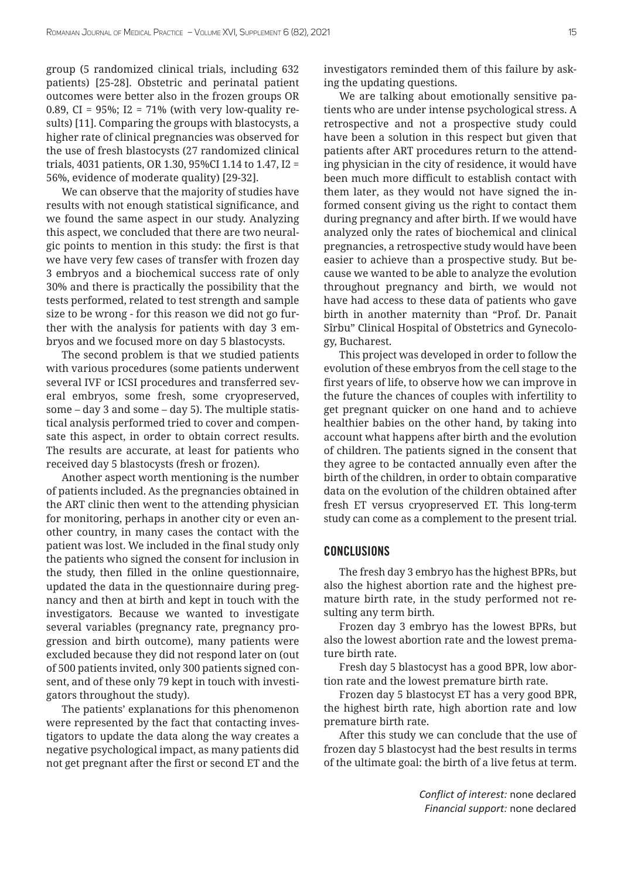group (5 randomized clinical trials, including 632 patients) [25-28]. Obstetric and perinatal patient outcomes were better also in the frozen groups OR 0.89, CI = 95%; I2 = 71% (with very low-quality results) [11]. Comparing the groups with blastocysts, a higher rate of clinical pregnancies was observed for the use of fresh blastocysts (27 randomized clinical trials, 4031 patients, OR 1.30, 95%CI 1.14 to 1.47, I2 = 56%, evidence of moderate quality) [29-32].

We can observe that the majority of studies have results with not enough statistical significance, and we found the same aspect in our study. Analyzing this aspect, we concluded that there are two neuralgic points to mention in this study: the first is that we have very few cases of transfer with frozen day 3 embryos and a biochemical success rate of only 30% and there is practically the possibility that the tests performed, related to test strength and sample size to be wrong - for this reason we did not go further with the analysis for patients with day 3 embryos and we focused more on day 5 blastocysts.

The second problem is that we studied patients with various procedures (some patients underwent several IVF or ICSI procedures and transferred several embryos, some fresh, some cryopreserved, some – day 3 and some – day 5). The multiple statistical analysis performed tried to cover and compensate this aspect, in order to obtain correct results. The results are accurate, at least for patients who received day 5 blastocysts (fresh or frozen).

Another aspect worth mentioning is the number of patients included. As the pregnancies obtained in the ART clinic then went to the attending physician for monitoring, perhaps in another city or even another country, in many cases the contact with the patient was lost. We included in the final study only the patients who signed the consent for inclusion in the study, then filled in the online questionnaire, updated the data in the questionnaire during pregnancy and then at birth and kept in touch with the investigators. Because we wanted to investigate several variables (pregnancy rate, pregnancy progression and birth outcome), many patients were excluded because they did not respond later on (out of 500 patients invited, only 300 patients signed consent, and of these only 79 kept in touch with investigators throughout the study).

The patients' explanations for this phenomenon were represented by the fact that contacting investigators to update the data along the way creates a negative psychological impact, as many patients did not get pregnant after the first or second ET and the investigators reminded them of this failure by asking the updating questions.

We are talking about emotionally sensitive patients who are under intense psychological stress. A retrospective and not a prospective study could have been a solution in this respect but given that patients after ART procedures return to the attending physician in the city of residence, it would have been much more difficult to establish contact with them later, as they would not have signed the informed consent giving us the right to contact them during pregnancy and after birth. If we would have analyzed only the rates of biochemical and clinical pregnancies, a retrospective study would have been easier to achieve than a prospective study. But because we wanted to be able to analyze the evolution throughout pregnancy and birth, we would not have had access to these data of patients who gave birth in another maternity than "Prof. Dr. Panait Sîrbu" Clinical Hospital of Obstetrics and Gynecology, Bucharest.

This project was developed in order to follow the evolution of these embryos from the cell stage to the first years of life, to observe how we can improve in the future the chances of couples with infertility to get pregnant quicker on one hand and to achieve healthier babies on the other hand, by taking into account what happens after birth and the evolution of children. The patients signed in the consent that they agree to be contacted annually even after the birth of the children, in order to obtain comparative data on the evolution of the children obtained after fresh ET versus cryopreserved ET. This long-term study can come as a complement to the present trial.

## CONCLUSIONS

The fresh day 3 embryo has the highest BPRs, but also the highest abortion rate and the highest premature birth rate, in the study performed not resulting any term birth.

Frozen day 3 embryo has the lowest BPRs, but also the lowest abortion rate and the lowest premature birth rate.

Fresh day 5 blastocyst has a good BPR, low abortion rate and the lowest premature birth rate.

Frozen day 5 blastocyst ET has a very good BPR, the highest birth rate, high abortion rate and low premature birth rate.

After this study we can conclude that the use of frozen day 5 blastocyst had the best results in terms of the ultimate goal: the birth of a live fetus at term.

*Conflict of interest:* none declared
*Financial support:* none declared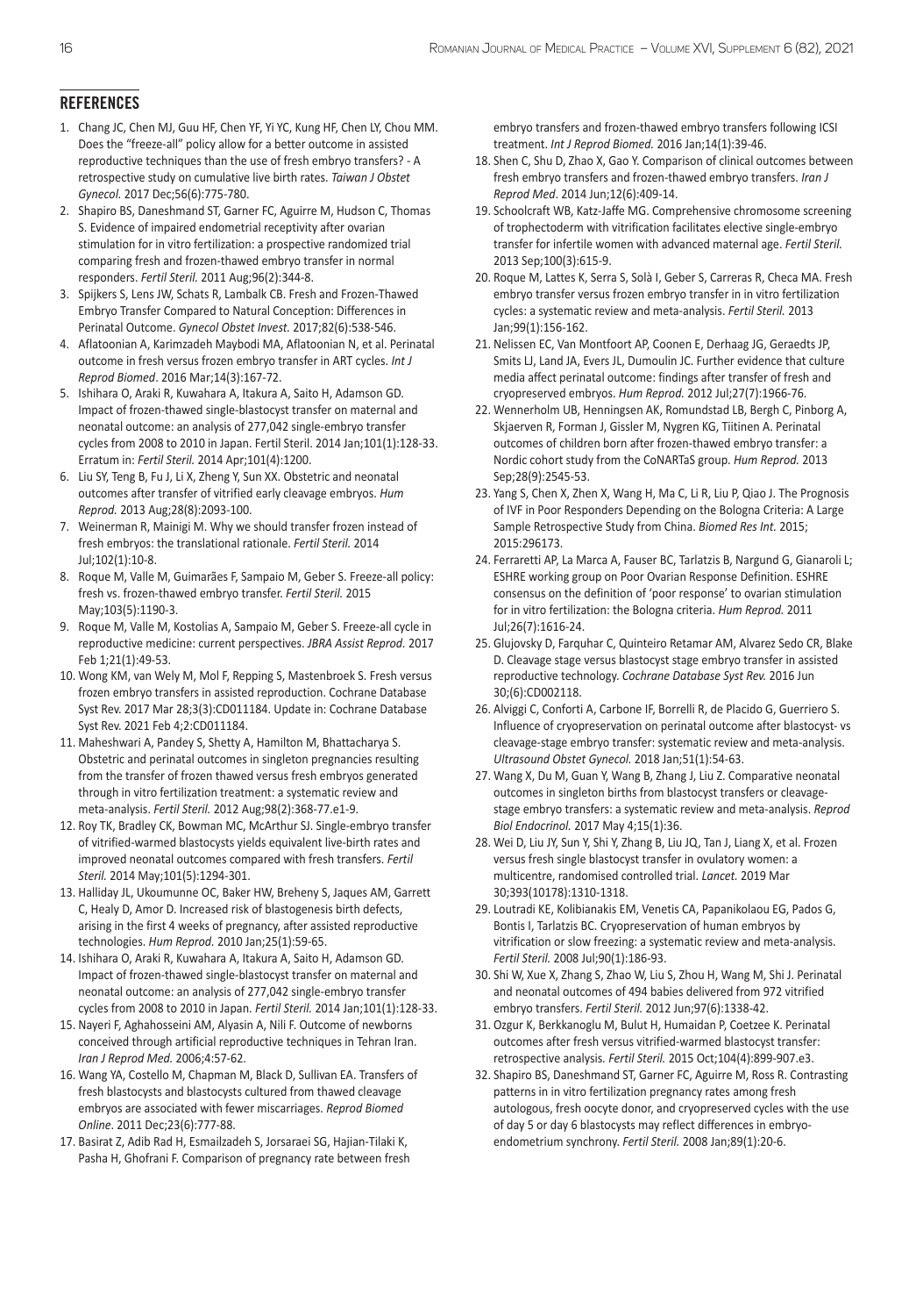## REFERENCES

1. Chang JC, Chen MJ, Guu HF, Chen YF, Yi YC, Kung HF, Chen LY, Chou MM. Does the "freeze-all" policy allow for a better outcome in assisted reproductive techniques than the use of fresh embryo transfers? - A retrospective study on cumulative live birth rates. *Taiwan J Obstet Gynecol.* 2017 Dec;56(6):775-780.
2. Shapiro BS, Daneshmand ST, Garner FC, Aguirre M, Hudson C, Thomas S. Evidence of impaired endometrial receptivity after ovarian stimulation for in vitro fertilization: a prospective randomized trial comparing fresh and frozen-thawed embryo transfer in normal responders. *Fertil Steril.* 2011 Aug;96(2):344-8.
3. Spijkers S, Lens JW, Schats R, Lambalk CB. Fresh and Frozen-Thawed Embryo Transfer Compared to Natural Conception: Differences in Perinatal Outcome. *Gynecol Obstet Invest.* 2017;82(6):538-546.
4. Aflatoonian A, Karimzadeh Maybodi MA, Aflatoonian N, et al. Perinatal outcome in fresh versus frozen embryo transfer in ART cycles. *Int J Reprod Biomed*. 2016 Mar;14(3):167-72.
5. Ishihara O, Araki R, Kuwahara A, Itakura A, Saito H, Adamson GD. Impact of frozen-thawed single-blastocyst transfer on maternal and neonatal outcome: an analysis of 277,042 single-embryo transfer cycles from 2008 to 2010 in Japan. Fertil Steril. 2014 Jan;101(1):128-33. Erratum in: *Fertil Steril.* 2014 Apr;101(4):1200.
6. Liu SY, Teng B, Fu J, Li X, Zheng Y, Sun XX. Obstetric and neonatal outcomes after transfer of vitrified early cleavage embryos. *Hum Reprod.* 2013 Aug;28(8):2093-100.
7. Weinerman R, Mainigi M. Why we should transfer frozen instead of fresh embryos: the translational rationale. *Fertil Steril.* 2014 Jul;102(1):10-8.
8. Roque M, Valle M, Guimarães F, Sampaio M, Geber S. Freeze-all policy: fresh vs. frozen-thawed embryo transfer. *Fertil Steril.* 2015 May;103(5):1190-3.
9. Roque M, Valle M, Kostolias A, Sampaio M, Geber S. Freeze-all cycle in reproductive medicine: current perspectives. *JBRA Assist Reprod.* 2017 Feb 1;21(1):49-53.
10. Wong KM, van Wely M, Mol F, Repping S, Mastenbroek S. Fresh versus frozen embryo transfers in assisted reproduction. Cochrane Database Syst Rev. 2017 Mar 28;3(3):CD011184. Update in: Cochrane Database Syst Rev. 2021 Feb 4;2:CD011184.
11. Maheshwari A, Pandey S, Shetty A, Hamilton M, Bhattacharya S. Obstetric and perinatal outcomes in singleton pregnancies resulting from the transfer of frozen thawed versus fresh embryos generated through in vitro fertilization treatment: a systematic review and meta-analysis. *Fertil Steril.* 2012 Aug;98(2):368-77.e1-9.
12. Roy TK, Bradley CK, Bowman MC, McArthur SJ. Single-embryo transfer of vitrified-warmed blastocysts yields equivalent live-birth rates and improved neonatal outcomes compared with fresh transfers. *Fertil Steril.* 2014 May;101(5):1294-301.
13. Halliday JL, Ukoumunne OC, Baker HW, Breheny S, Jaques AM, Garrett C, Healy D, Amor D. Increased risk of blastogenesis birth defects, arising in the first 4 weeks of pregnancy, after assisted reproductive technologies. *Hum Reprod.* 2010 Jan;25(1):59-65.
14. Ishihara O, Araki R, Kuwahara A, Itakura A, Saito H, Adamson GD. Impact of frozen-thawed single-blastocyst transfer on maternal and neonatal outcome: an analysis of 277,042 single-embryo transfer cycles from 2008 to 2010 in Japan. *Fertil Steril.* 2014 Jan;101(1):128-33.
15. Nayeri F, Aghahosseini AM, Alyasin A, Nili F. Outcome of newborns conceived through artificial reproductive techniques in Tehran Iran. *Iran J Reprod Med.* 2006;4:57-62.
16. Wang YA, Costello M, Chapman M, Black D, Sullivan EA. Transfers of fresh blastocysts and blastocysts cultured from thawed cleavage embryos are associated with fewer miscarriages. *Reprod Biomed Online*. 2011 Dec;23(6):777-88.
17. Basirat Z, Adib Rad H, Esmailzadeh S, Jorsaraei SG, Hajian-Tilaki K, Pasha H, Ghofrani F. Comparison of pregnancy rate between fresh embryo transfers and frozen-thawed embryo transfers following ICSI treatment. *Int J Reprod Biomed.* 2016 Jan;14(1):39-46.
18. Shen C, Shu D, Zhao X, Gao Y. Comparison of clinical outcomes between fresh embryo transfers and frozen-thawed embryo transfers. *Iran J Reprod Med*. 2014 Jun;12(6):409-14.
19. Schoolcraft WB, Katz-Jaffe MG. Comprehensive chromosome screening of trophectoderm with vitrification facilitates elective single-embryo transfer for infertile women with advanced maternal age. *Fertil Steril.* 2013 Sep;100(3):615-9.
20. Roque M, Lattes K, Serra S, Solà I, Geber S, Carreras R, Checa MA. Fresh embryo transfer versus frozen embryo transfer in in vitro fertilization cycles: a systematic review and meta-analysis. *Fertil Steril.* 2013 Jan;99(1):156-162.
21. Nelissen EC, Van Montfoort AP, Coonen E, Derhaag JG, Geraedts JP, Smits LJ, Land JA, Evers JL, Dumoulin JC. Further evidence that culture media affect perinatal outcome: findings after transfer of fresh and cryopreserved embryos. *Hum Reprod.* 2012 Jul;27(7):1966-76.
22. Wennerholm UB, Henningsen AK, Romundstad LB, Bergh C, Pinborg A, Skjaerven R, Forman J, Gissler M, Nygren KG, Tiitinen A. Perinatal outcomes of children born after frozen-thawed embryo transfer: a Nordic cohort study from the CoNARTaS group. *Hum Reprod.* 2013 Sep;28(9):2545-53.
23. Yang S, Chen X, Zhen X, Wang H, Ma C, Li R, Liu P, Qiao J. The Prognosis of IVF in Poor Responders Depending on the Bologna Criteria: A Large Sample Retrospective Study from China. *Biomed Res Int.* 2015; 2015:296173.
24. Ferraretti AP, La Marca A, Fauser BC, Tarlatzis B, Nargund G, Gianaroli L; ESHRE working group on Poor Ovarian Response Definition. ESHRE consensus on the definition of 'poor response' to ovarian stimulation for in vitro fertilization: the Bologna criteria. *Hum Reprod.* 2011 Jul;26(7):1616-24.
25. Glujovsky D, Farquhar C, Quinteiro Retamar AM, Alvarez Sedo CR, Blake D. Cleavage stage versus blastocyst stage embryo transfer in assisted reproductive technology. *Cochrane Database Syst Rev.* 2016 Jun 30;(6):CD002118.
26. Alviggi C, Conforti A, Carbone IF, Borrelli R, de Placido G, Guerriero S. Influence of cryopreservation on perinatal outcome after blastocyst- vs cleavage-stage embryo transfer: systematic review and meta-analysis. *Ultrasound Obstet Gynecol.* 2018 Jan;51(1):54-63.
27. Wang X, Du M, Guan Y, Wang B, Zhang J, Liu Z. Comparative neonatal outcomes in singleton births from blastocyst transfers or cleavage-stage embryo transfers: a systematic review and meta-analysis. *Reprod Biol Endocrinol.* 2017 May 4;15(1):36.
28. Wei D, Liu JY, Sun Y, Shi Y, Zhang B, Liu JQ, Tan J, Liang X, et al. Frozen versus fresh single blastocyst transfer in ovulatory women: a multicentre, randomised controlled trial. *Lancet.* 2019 Mar 30;393(10178):1310-1318.
29. Loutradi KE, Kolibianakis EM, Venetis CA, Papanikolaou EG, Pados G, Bontis I, Tarlatzis BC. Cryopreservation of human embryos by vitrification or slow freezing: a systematic review and meta-analysis. *Fertil Steril.* 2008 Jul;90(1):186-93.
30. Shi W, Xue X, Zhang S, Zhao W, Liu S, Zhou H, Wang M, Shi J. Perinatal and neonatal outcomes of 494 babies delivered from 972 vitrified embryo transfers. *Fertil Steril.* 2012 Jun;97(6):1338-42.
31. Ozgur K, Berkkanoglu M, Bulut H, Humaidan P, Coetzee K. Perinatal outcomes after fresh versus vitrified-warmed blastocyst transfer: retrospective analysis. *Fertil Steril.* 2015 Oct;104(4):899-907.e3.
32. Shapiro BS, Daneshmand ST, Garner FC, Aguirre M, Ross R. Contrasting patterns in in vitro fertilization pregnancy rates among fresh autologous, fresh oocyte donor, and cryopreserved cycles with the use of day 5 or day 6 blastocysts may reflect differences in embryo-endometrium synchrony. *Fertil Steril.* 2008 Jan;89(1):20-6.